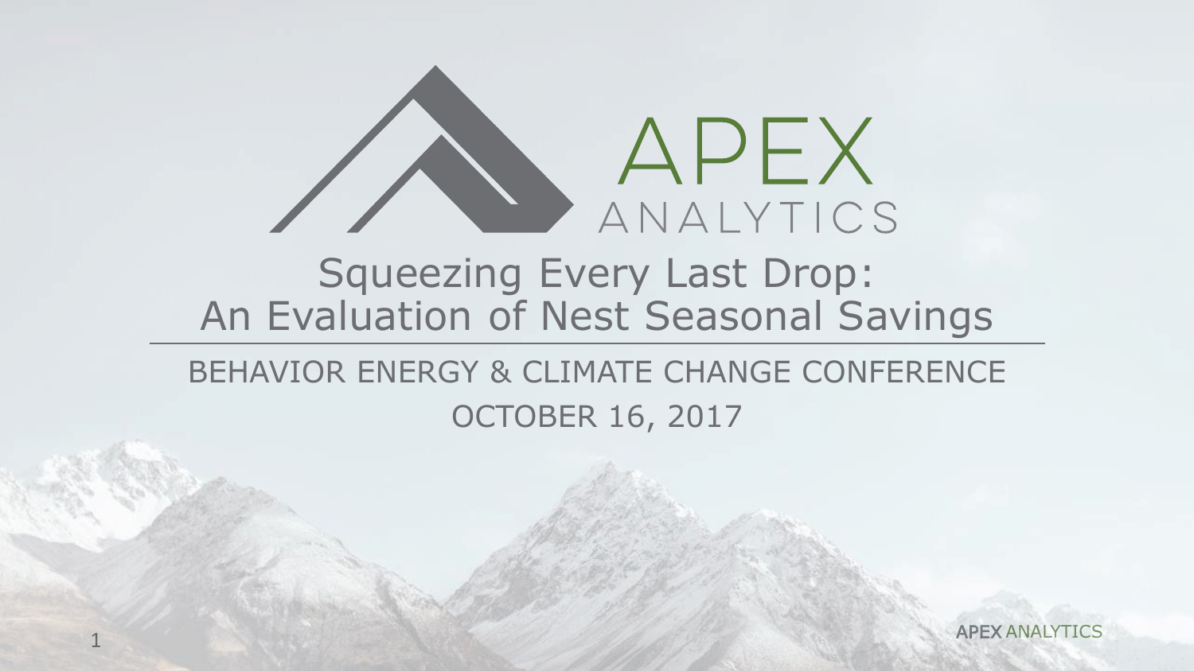APEX ANALYTICS

# Squeezing Every Last Drop: An Evaluation of Nest Seasonal Savings

BEHAVIOR ENERGY & CLIMATE CHANGE CONFERENCE

OCTOBER 16, 2017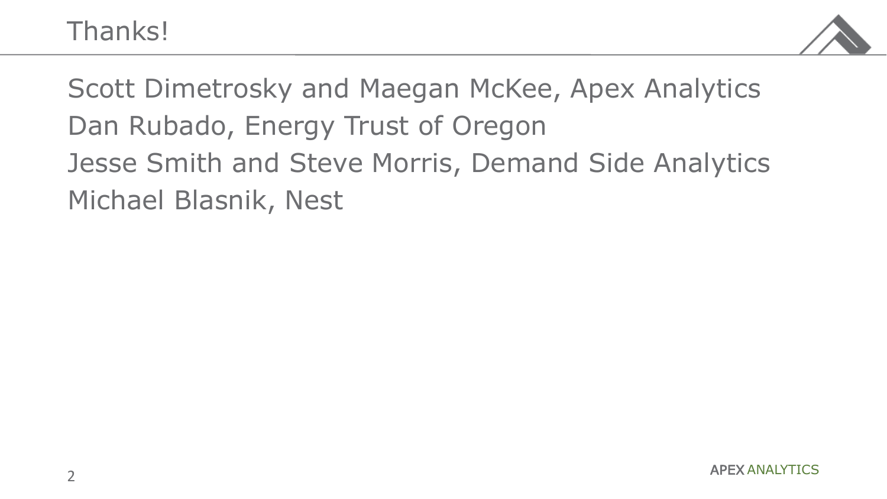# Thanks!

Scott Dimetrosky and Maegan McKee, Apex Analytics
Dan Rubado, Energy Trust of Oregon
Jesse Smith and Steve Morris, Demand Side Analytics
Michael Blasnik, Nest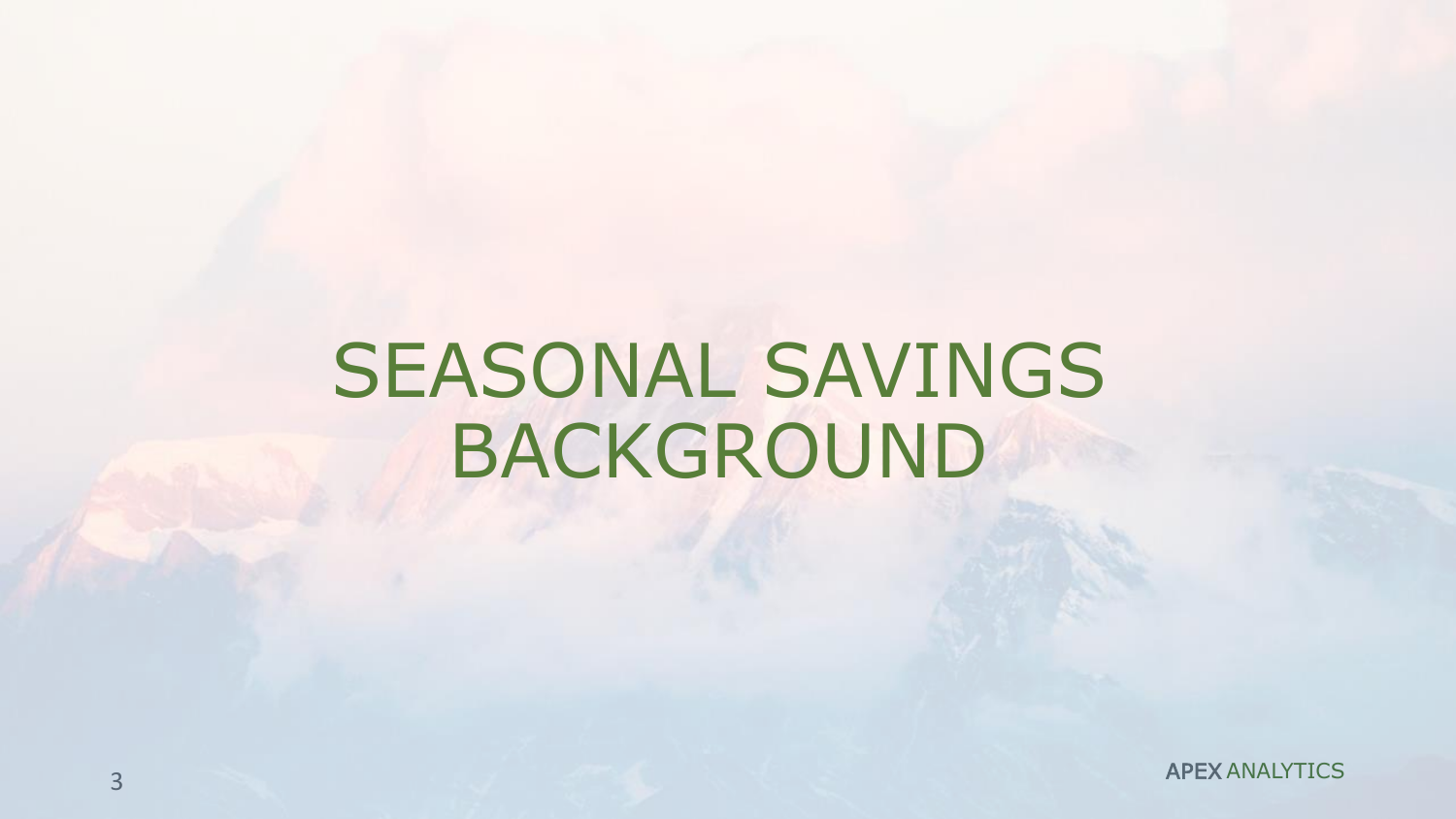# SEASONAL SAVINGS BACKGROUND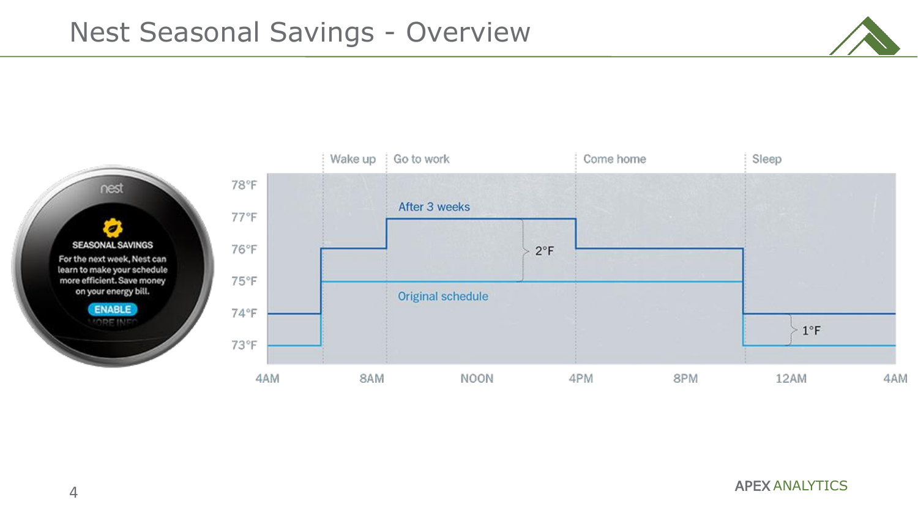# Nest Seasonal Savings - Overview

nest

SEASONAL SAVINGS

For the next week, Nest can learn to make your schedule more efficient. Save money on your energy bill.

ENABLE

MORE INFO

Wake up | Go to work | Come home | Sleep

After 3 weeks

2°F

Original schedule

1°F

78°F
77°F
76°F
75°F
74°F
73°F

4AM | 8AM | NOON | 4PM | 8PM | 12AM | 4AM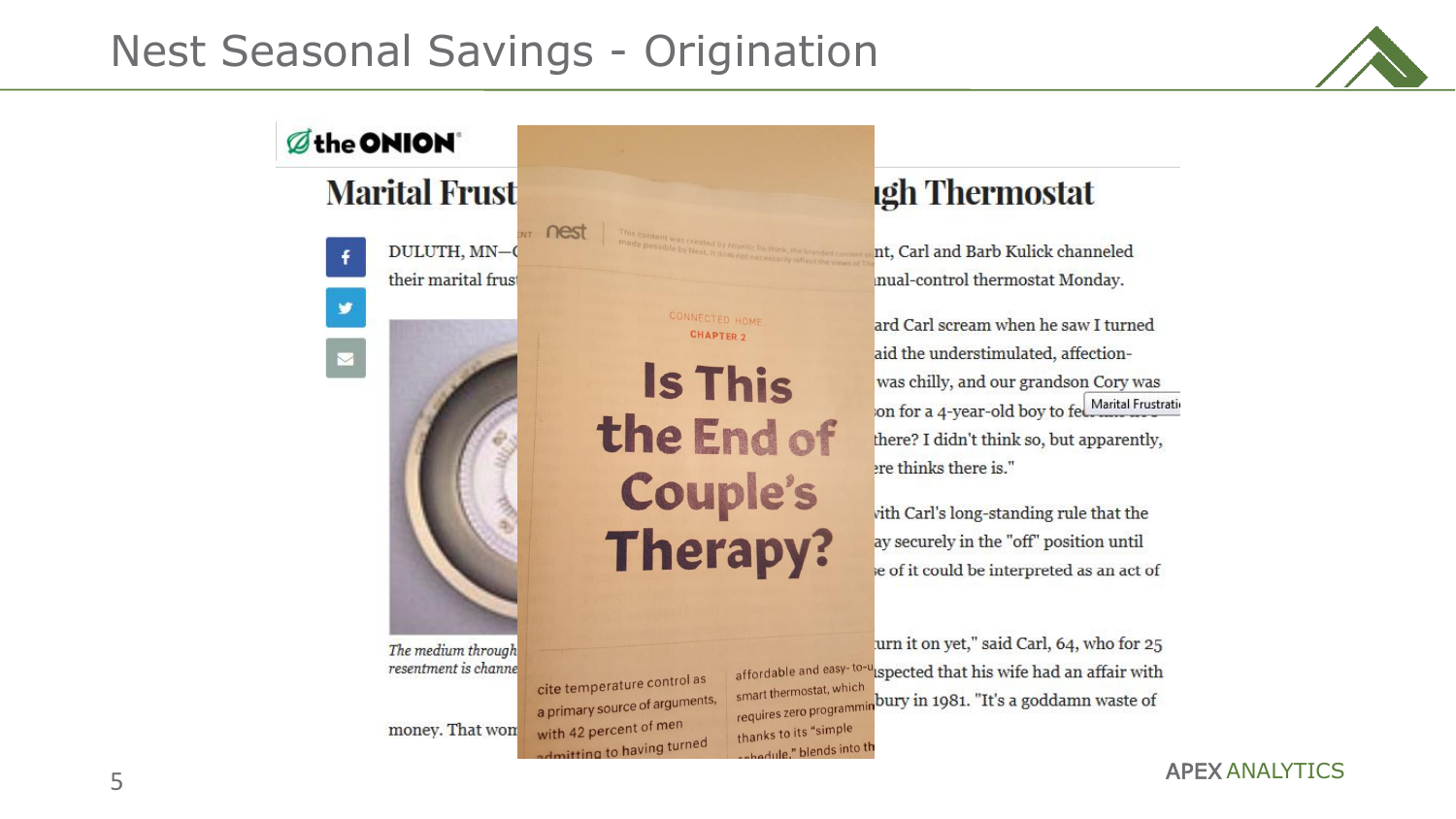# Nest Seasonal Savings - Origination

the ONION

## Marital Frust... ...gh Thermostat

DULUTH, MN—( ...nt, Carl and Barb Kulick channeled their marital frus... ...nual-control thermostat Monday.

...ard Carl scream when he saw I turned ...aid the understimulated, affection- ...was chilly, and our grandson Cory was ...on for a 4-year-old boy to fe... there? I didn't think so, but apparently, ...ere thinks there is."

...vith Carl's long-standing rule that the ...ay securely in the "off" position until ...e of it could be interpreted as an act of

*The medium through... resentment is channe...*

...urn it on yet," said Carl, 64, who for 25 ...spected that his wife had an affair with ...bury in 1981. "It's a goddamn waste of money. That won...

Marital Frustrati...

nest | This content was created by Atlantic Re:think, the branded content ... made possible by Nest. It does not necessarily reflect the views of The...

CONNECTED HOME
CHAPTER 2

## Is This the End of Couple's Therapy?

cite temperature control as a primary source of arguments, with 42 percent of men admitting to having turned

affordable and easy-to-u... smart thermostat, which requires zero programmin... thanks to its "simple schedule," blends into th...

APEX ANALYTICS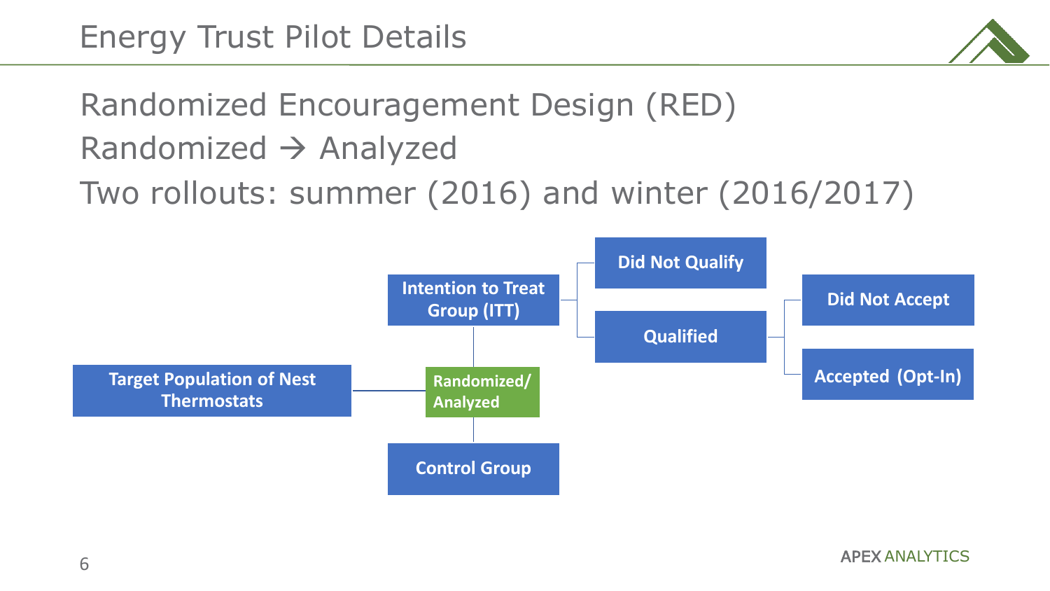# Energy Trust Pilot Details

Randomized Encouragement Design (RED)

Randomized → Analyzed

Two rollouts: summer (2016) and winter (2016/2017)

- Target Population of Nest Thermostats
  - Randomized/ Analyzed
    - Intention to Treat Group (ITT)
      - Did Not Qualify
      - Qualified
        - Did Not Accept
        - Accepted (Opt-In)
    - Control Group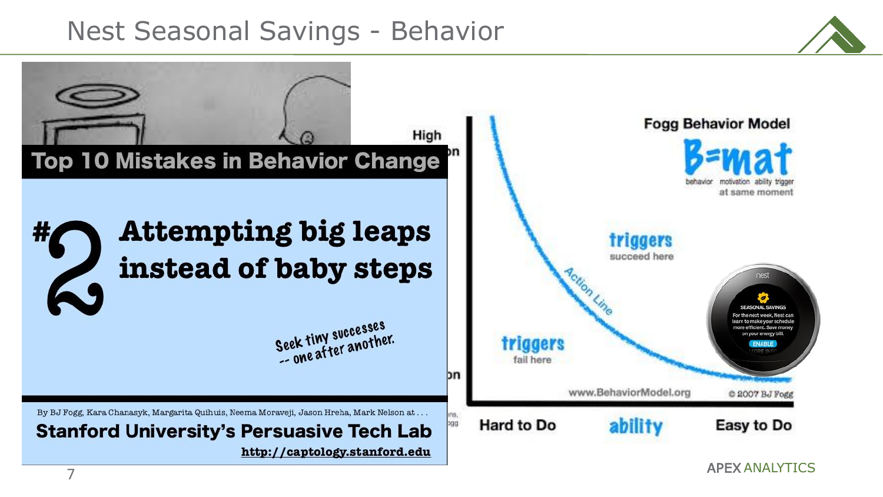# Nest Seasonal Savings - Behavior

## Top 10 Mistakes in Behavior Change

**#2 Attempting big leaps instead of baby steps**

Seek tiny successes -- one after another.

By BJ Fogg, Kara Chanasyk, Margarita Quihuis, Neema Moraveji, Jason Hreha, Mark Nelson at . . .

**Stanford University's Persuasive Tech Lab**

http://captology.stanford.edu

**Fogg Behavior Model**

B=mat

behavior motivation ability trigger at same moment

High

triggers succeed here

Action Line

triggers fail here

Hard to Do — ability — Easy to Do

www.BehaviorModel.org

© 2007 BJ Fogg

nest

SEASONAL SAVINGS

For the next week, Nest can learn to make your schedule more efficient. Save money on your energy bill.

ENABLE

MORE INFO

APEX ANALYTICS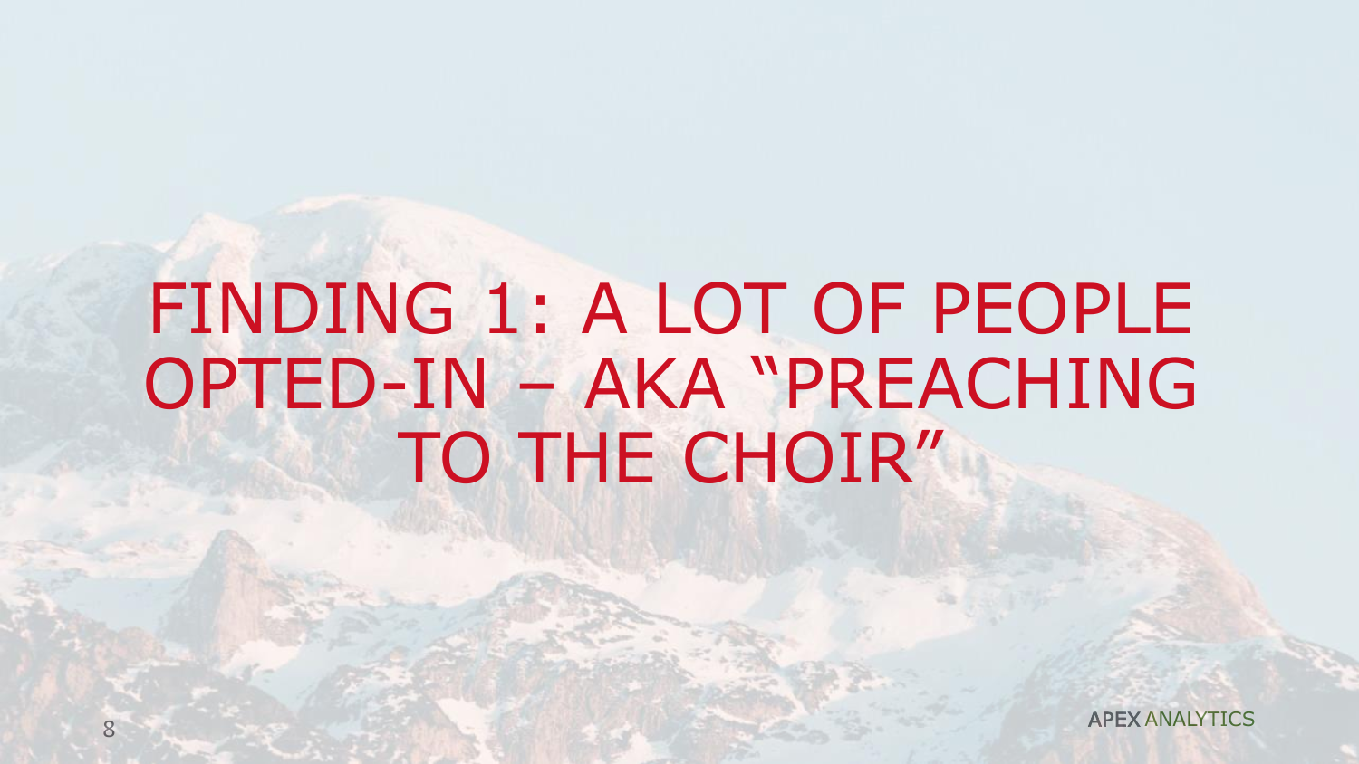# FINDING 1: A LOT OF PEOPLE OPTED-IN – AKA "PREACHING TO THE CHOIR"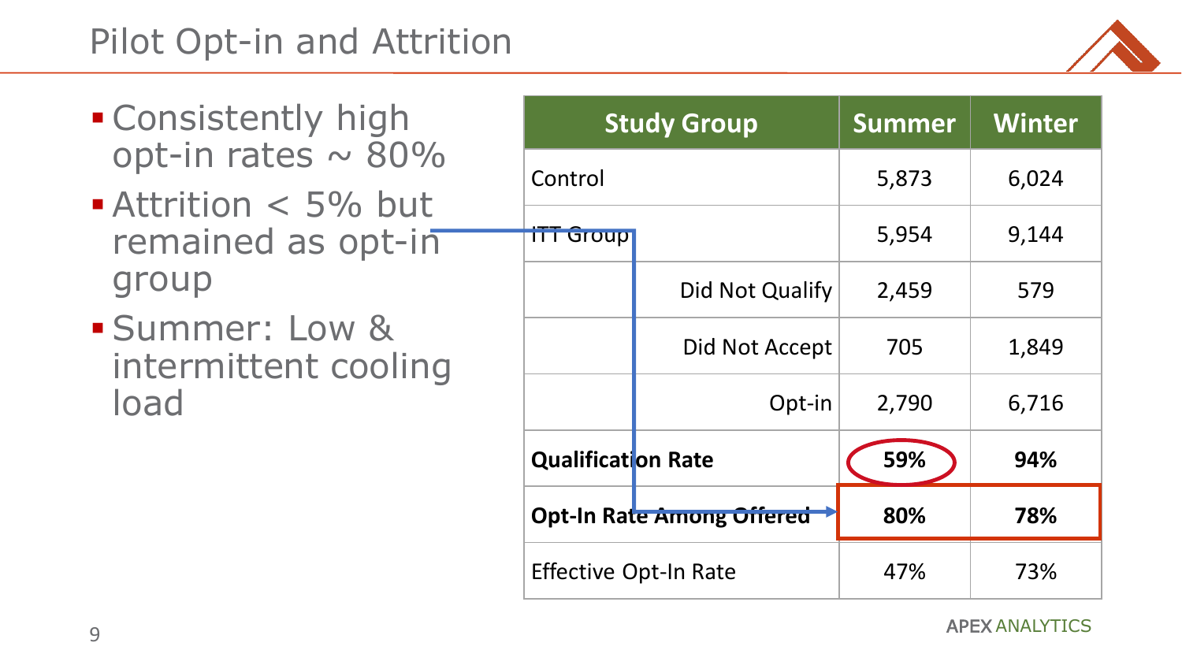# Pilot Opt-in and Attrition

- Consistently high opt-in rates ~ 80%
- Attrition < 5% but remained as opt-in group
- Summer: Low & intermittent cooling load

| Study Group | Summer | Winter |
|---|---|---|
| Control | 5,873 | 6,024 |
| ITT Group | 5,954 | 9,144 |
| Did Not Qualify | 2,459 | 579 |
| Did Not Accept | 705 | 1,849 |
| Opt-in | 2,790 | 6,716 |
| **Qualification Rate** | **59%** | **94%** |
| **Opt-In Rate Among Offered** | **80%** | **78%** |
| Effective Opt-In Rate | 47% | 73% |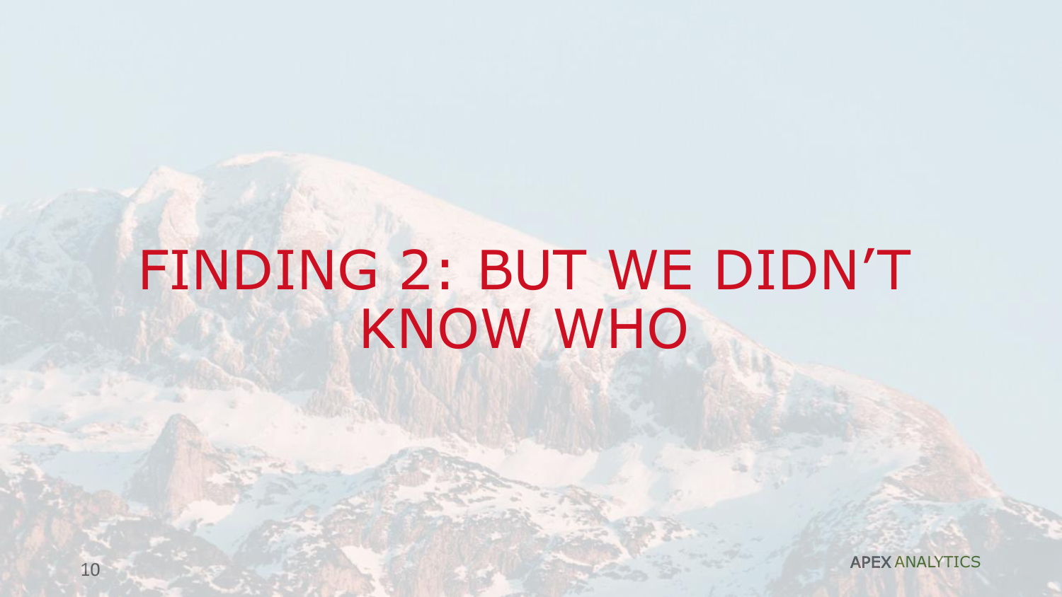# FINDING 2: BUT WE DIDN'T KNOW WHO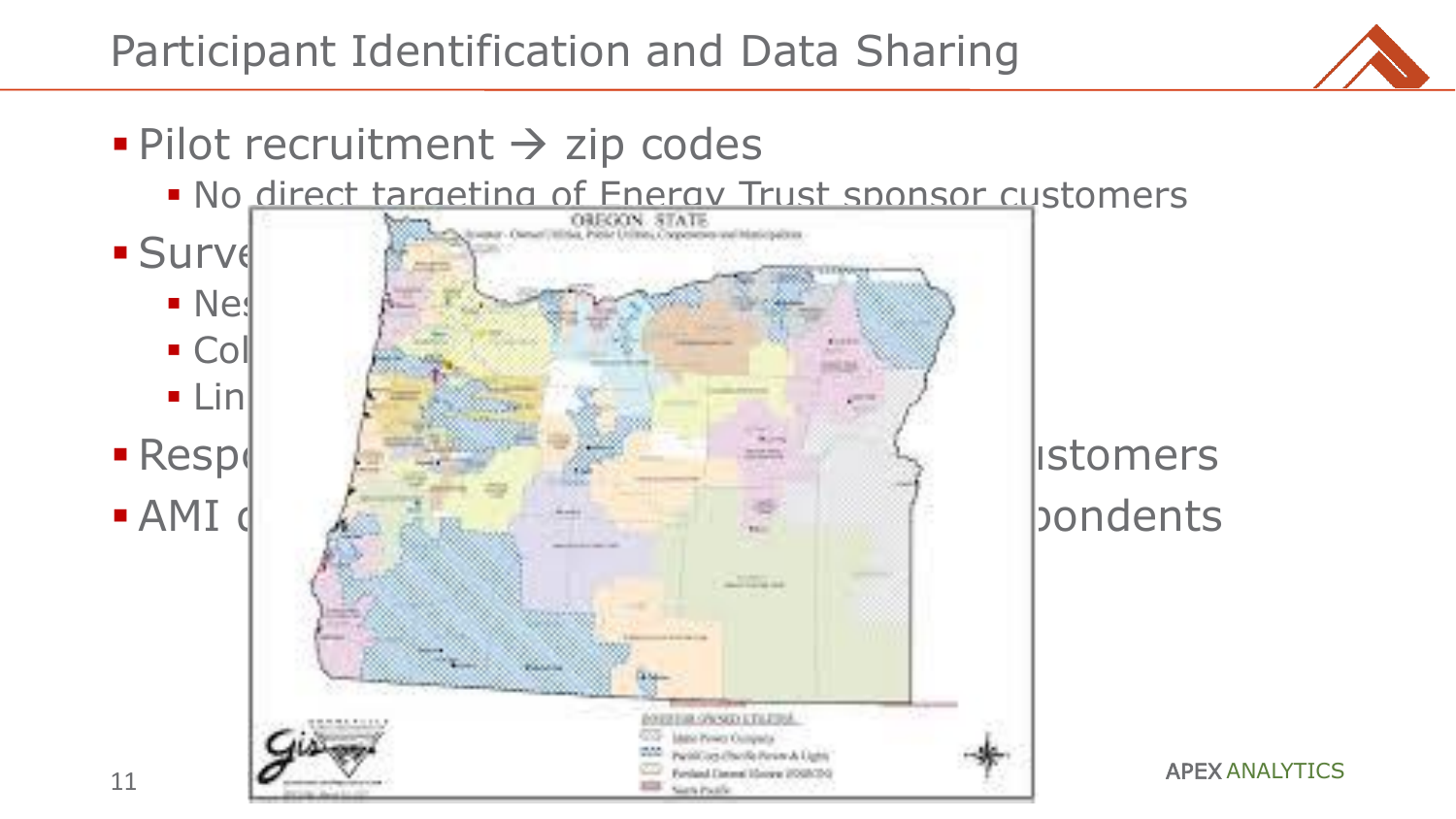# Participant Identification and Data Sharing

- Pilot recruitment → zip codes
  - No direct targeting of Energy Trust sponsor customers
- Surve
  - Ne
  - Col
  - Lin
- Resp                                        istomers
- AMI c                                       bondents

APEX ANALYTICS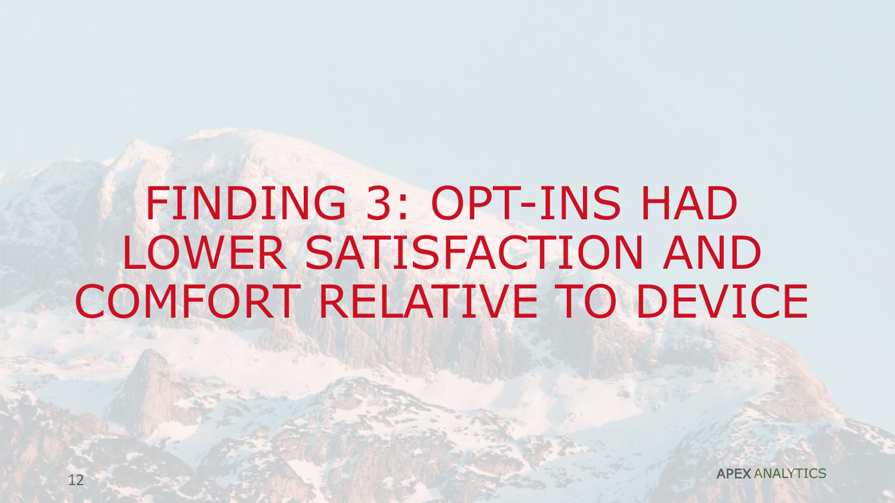# FINDING 3: OPT-INS HAD LOWER SATISFACTION AND COMFORT RELATIVE TO DEVICE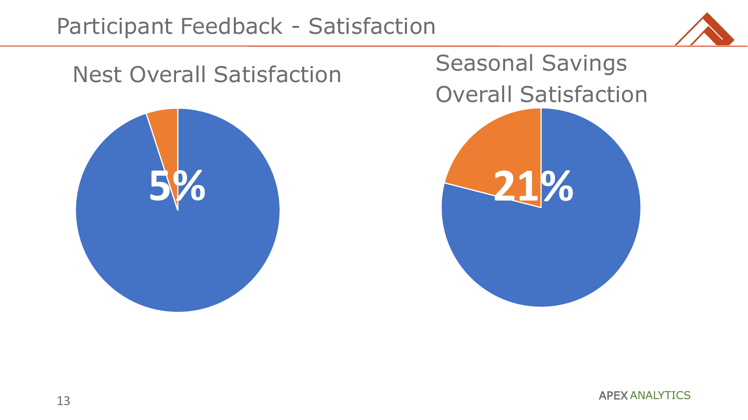# Participant Feedback - Satisfaction

## Nest Overall Satisfaction

5%

## Seasonal Savings Overall Satisfaction

21%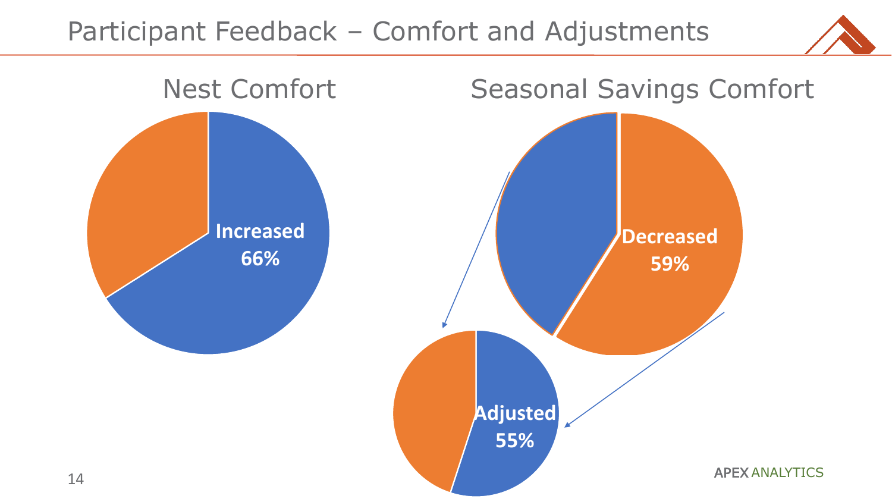# Participant Feedback – Comfort and Adjustments

## Nest Comfort

Increased 66%

## Seasonal Savings Comfort

Decreased 59%

Adjusted 55%

APEX ANALYTICS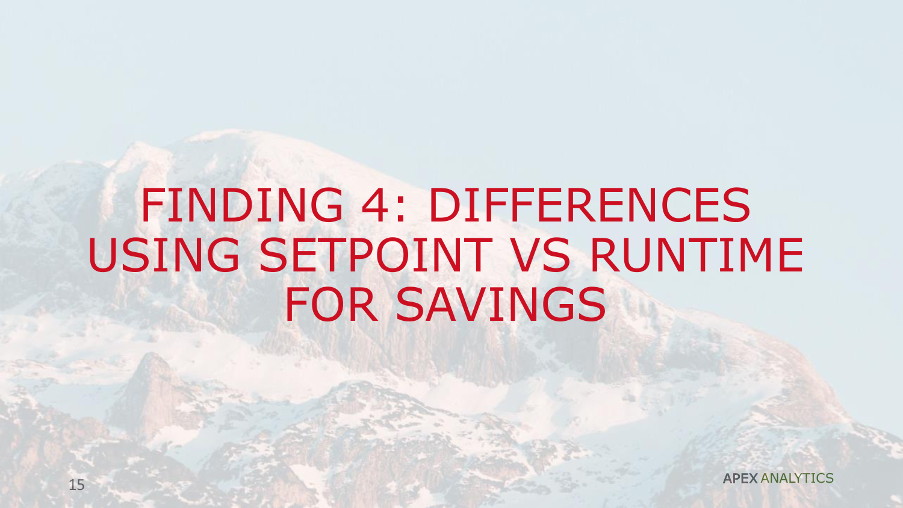# FINDING 4: DIFFERENCES USING SETPOINT VS RUNTIME FOR SAVINGS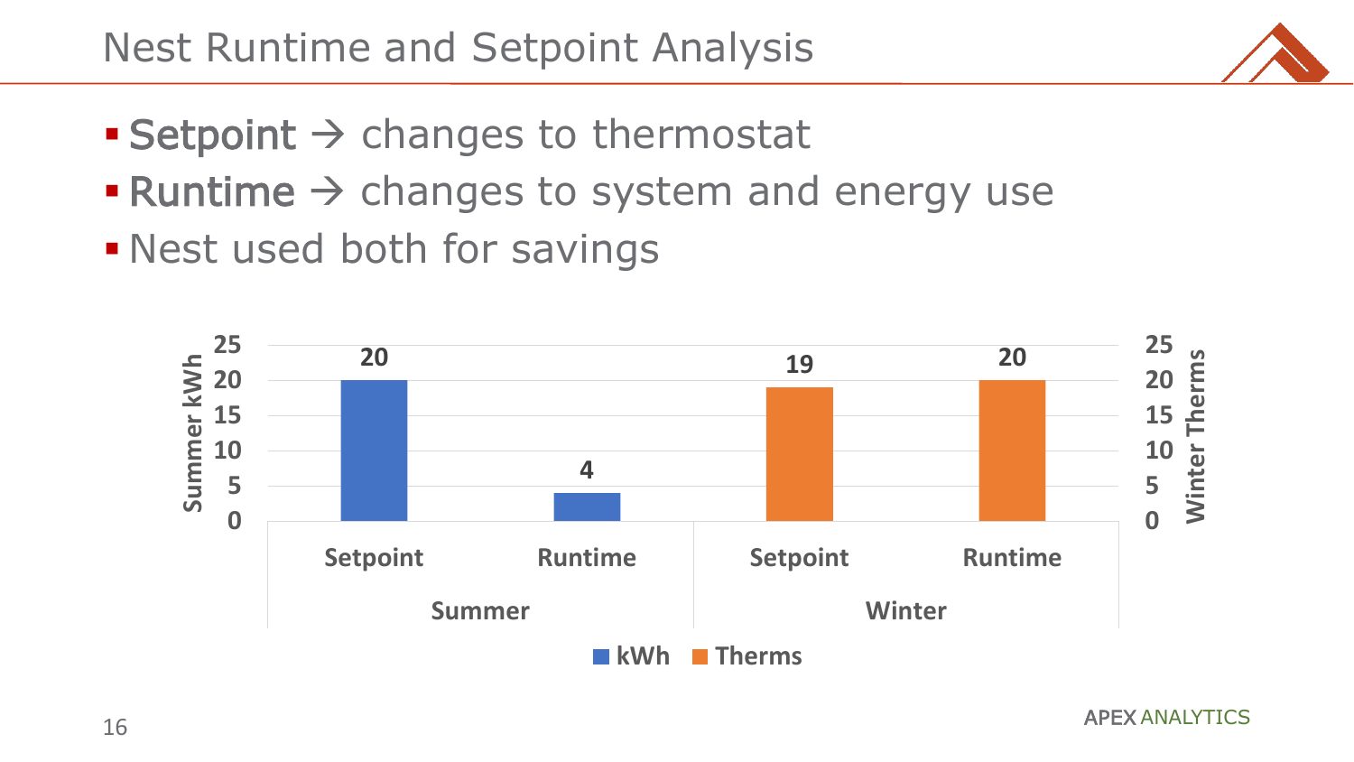# Nest Runtime and Setpoint Analysis

- **Setpoint** → changes to thermostat
- **Runtime** → changes to system and energy use
- Nest used both for savings

| Season | Type | kWh (Summer) | Therms (Winter) |
|---|---|---|---|
| Summer | Setpoint | 20 | |
| Summer | Runtime | 4 | |
| Winter | Setpoint | | 19 |
| Winter | Runtime | | 20 |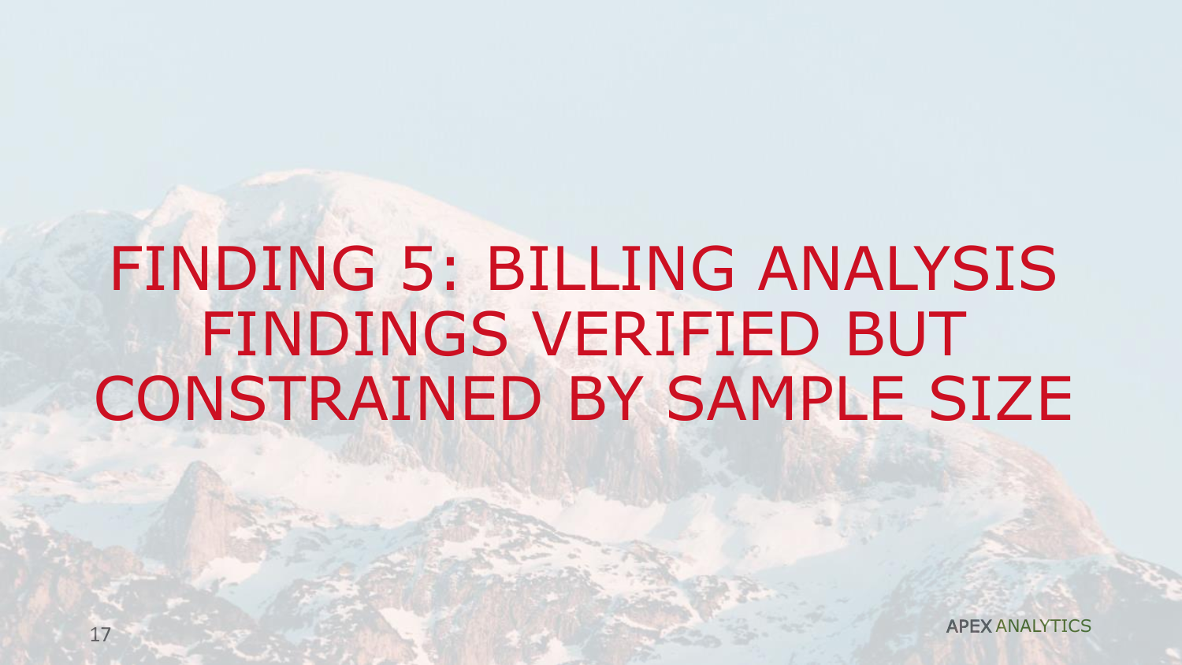# FINDING 5: BILLING ANALYSIS FINDINGS VERIFIED BUT CONSTRAINED BY SAMPLE SIZE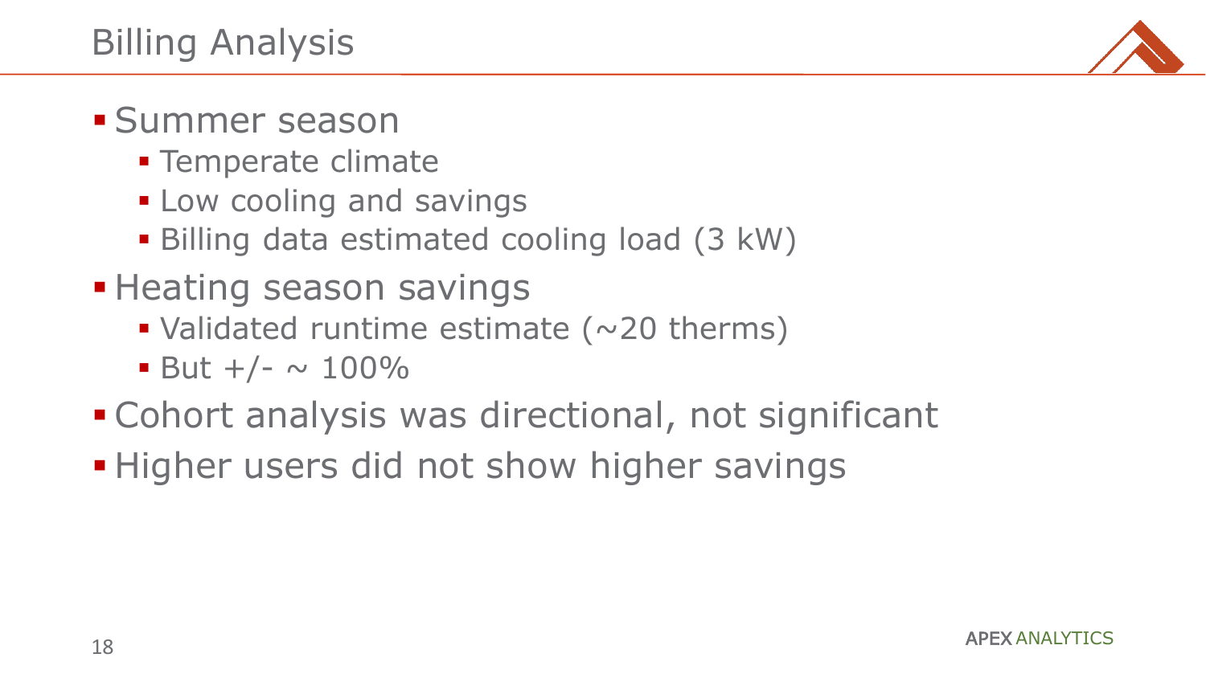# Billing Analysis

- Summer season
  - Temperate climate
  - Low cooling and savings
  - Billing data estimated cooling load (3 kW)
- Heating season savings
  - Validated runtime estimate (~20 therms)
  - But +/- ~ 100%
- Cohort analysis was directional, not significant
- Higher users did not show higher savings

APEX ANALYTICS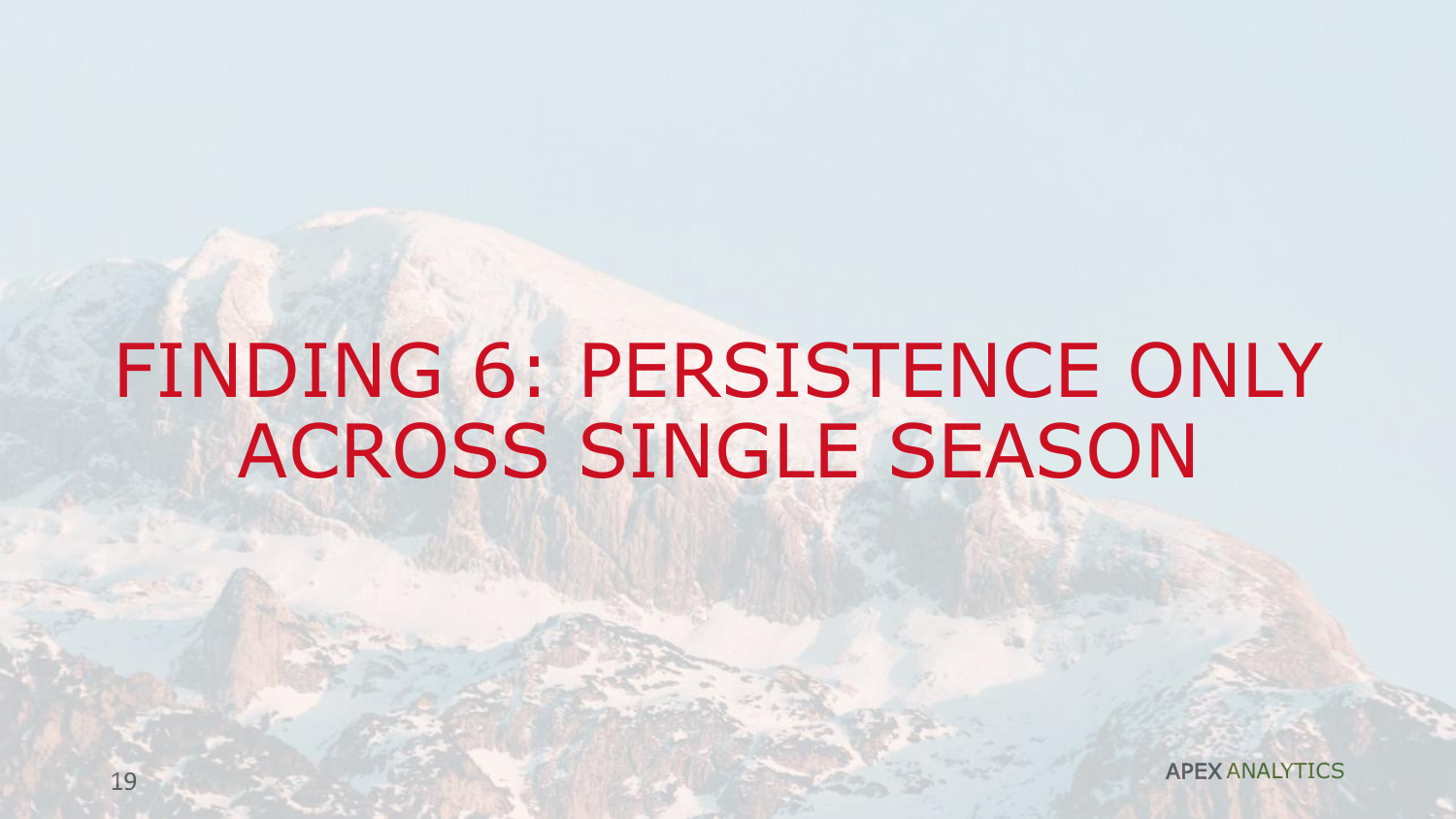# FINDING 6: PERSISTENCE ONLY ACROSS SINGLE SEASON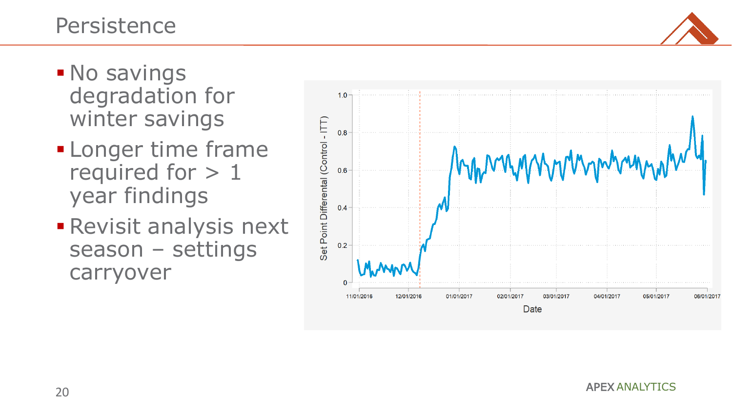# Persistence

- No savings degradation for winter savings
- Longer time frame required for > 1 year findings
- Revisit analysis next season – settings carryover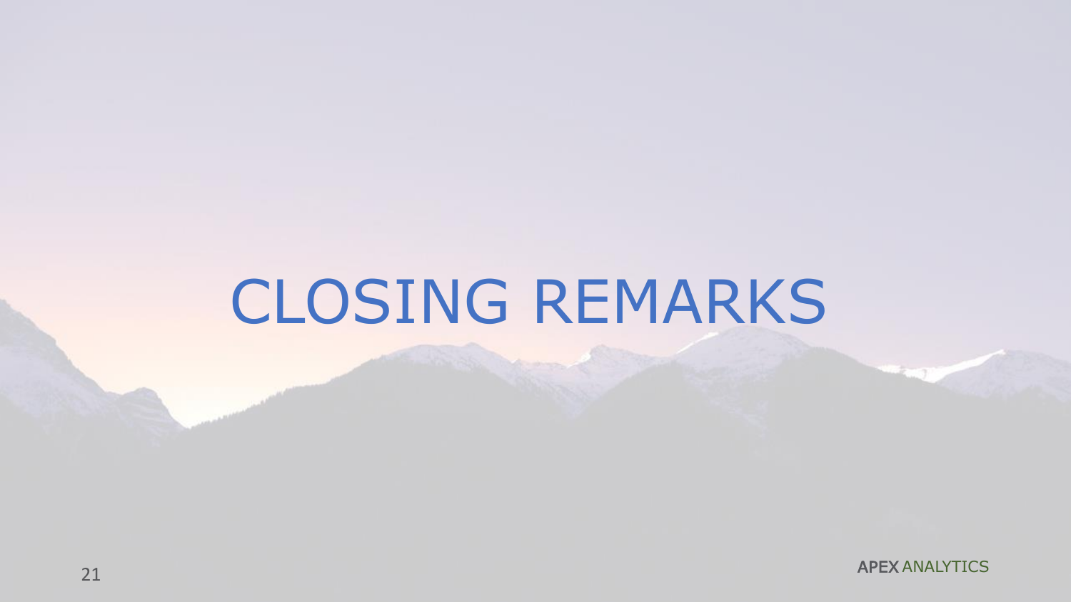# CLOSING REMARKS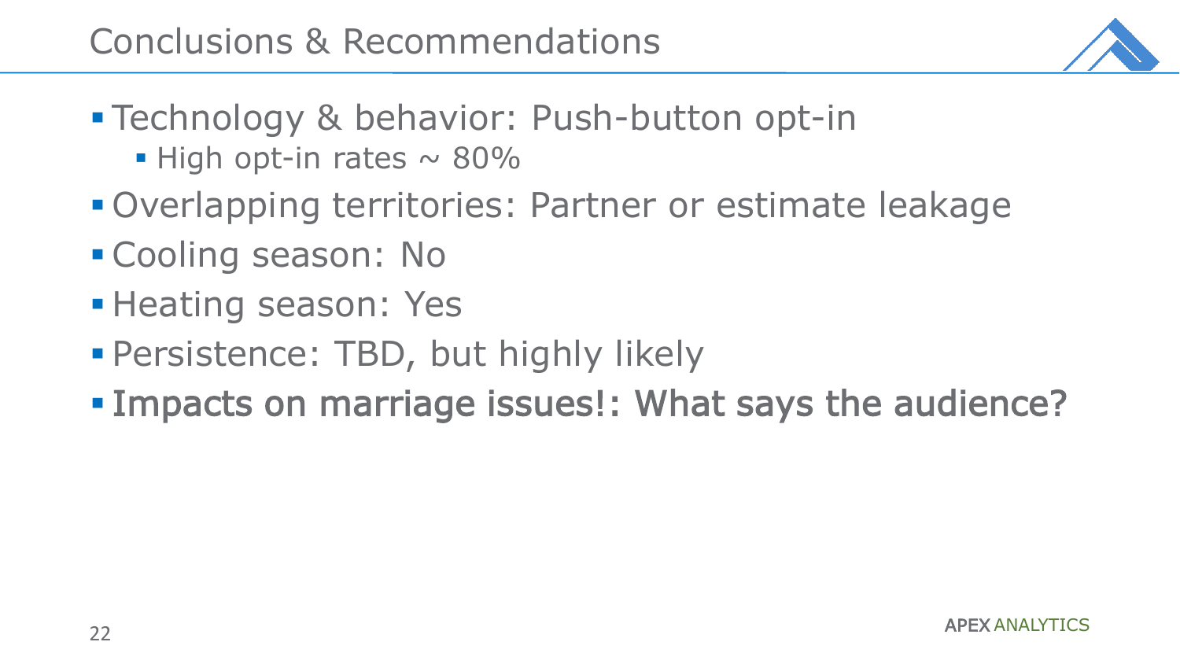# Conclusions & Recommendations

- Technology & behavior: Push-button opt-in
  - High opt-in rates ~ 80%
- Overlapping territories: Partner or estimate leakage
- Cooling season: No
- Heating season: Yes
- Persistence: TBD, but highly likely
- **Impacts on marriage issues!: What says the audience?**

APEX ANALYTICS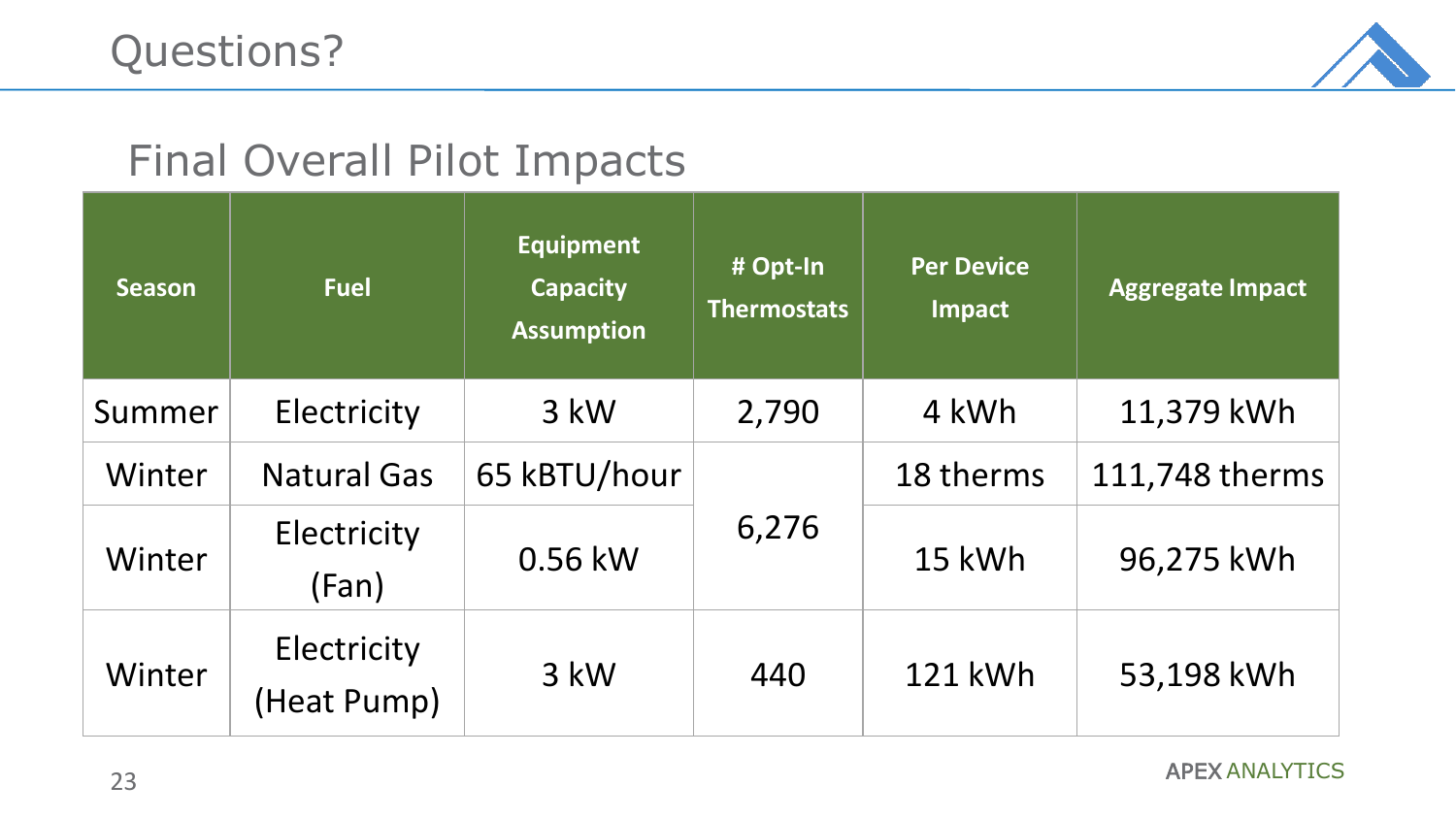# Questions?

## Final Overall Pilot Impacts

| Season | Fuel | Equipment Capacity Assumption | # Opt-In Thermostats | Per Device Impact | Aggregate Impact |
|---|---|---|---|---|---|
| Summer | Electricity | 3 kW | 2,790 | 4 kWh | 11,379 kWh |
| Winter | Natural Gas | 65 kBTU/hour | 6,276 | 18 therms | 111,748 therms |
| Winter | Electricity (Fan) | 0.56 kW | | 15 kWh | 96,275 kWh |
| Winter | Electricity (Heat Pump) | 3 kW | 440 | 121 kWh | 53,198 kWh |

APEX ANALYTICS